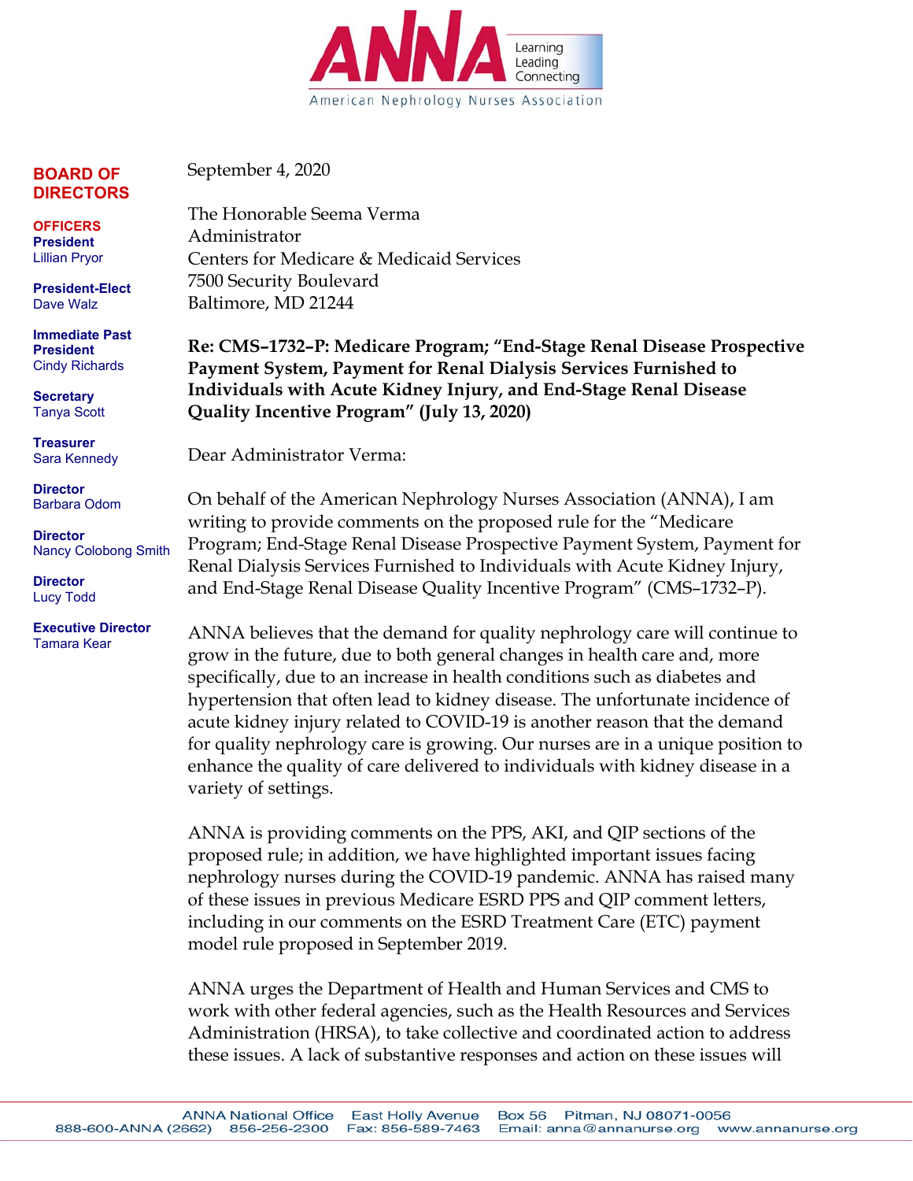**ANNA** Learning Leading Connecting

American Nephrology Nurses Association

**BOARD OF DIRECTORS**

**OFFICERS**

**President**
Lillian Pryor

**President-Elect**
Dave Walz

**Immediate Past President**
Cindy Richards

**Secretary**
Tanya Scott

**Treasurer**
Sara Kennedy

**Director**
Barbara Odom

**Director**
Nancy Colobong Smith

**Director**
Lucy Todd

**Executive Director**
Tamara Kear

September 4, 2020

The Honorable Seema Verma
Administrator
Centers for Medicare & Medicaid Services
7500 Security Boulevard
Baltimore, MD 21244

**Re: CMS–1732–P: Medicare Program; "End-Stage Renal Disease Prospective Payment System, Payment for Renal Dialysis Services Furnished to Individuals with Acute Kidney Injury, and End-Stage Renal Disease Quality Incentive Program" (July 13, 2020)**

Dear Administrator Verma:

On behalf of the American Nephrology Nurses Association (ANNA), I am writing to provide comments on the proposed rule for the "Medicare Program; End-Stage Renal Disease Prospective Payment System, Payment for Renal Dialysis Services Furnished to Individuals with Acute Kidney Injury, and End-Stage Renal Disease Quality Incentive Program" (CMS–1732–P).

ANNA believes that the demand for quality nephrology care will continue to grow in the future, due to both general changes in health care and, more specifically, due to an increase in health conditions such as diabetes and hypertension that often lead to kidney disease. The unfortunate incidence of acute kidney injury related to COVID-19 is another reason that the demand for quality nephrology care is growing. Our nurses are in a unique position to enhance the quality of care delivered to individuals with kidney disease in a variety of settings.

ANNA is providing comments on the PPS, AKI, and QIP sections of the proposed rule; in addition, we have highlighted important issues facing nephrology nurses during the COVID-19 pandemic. ANNA has raised many of these issues in previous Medicare ESRD PPS and QIP comment letters, including in our comments on the ESRD Treatment Care (ETC) payment model rule proposed in September 2019.

ANNA urges the Department of Health and Human Services and CMS to work with other federal agencies, such as the Health Resources and Services Administration (HRSA), to take collective and coordinated action to address these issues. A lack of substantive responses and action on these issues will

ANNA National Office East Holly Avenue Box 56 Pitman, NJ 08071-0056
888-600-ANNA (2662) 856-256-2300 Fax: 856-589-7463 Email: anna@annanurse.org www.annanurse.org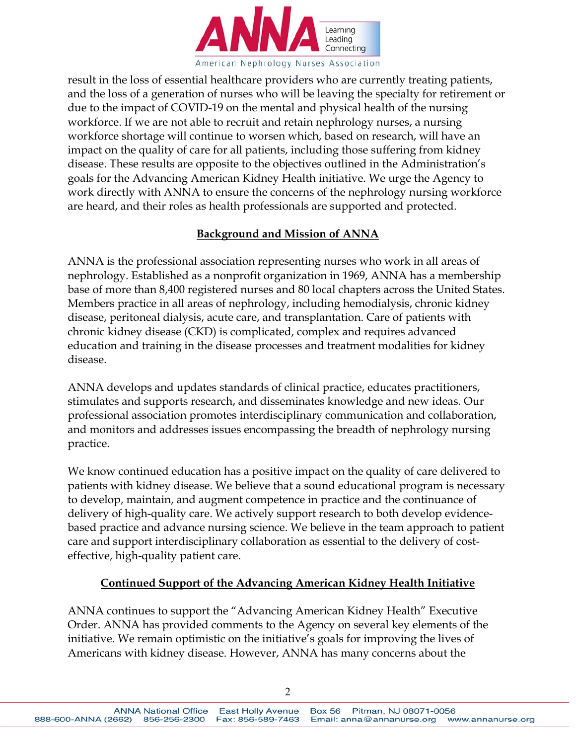result in the loss of essential healthcare providers who are currently treating patients, and the loss of a generation of nurses who will be leaving the specialty for retirement or due to the impact of COVID-19 on the mental and physical health of the nursing workforce. If we are not able to recruit and retain nephrology nurses, a nursing workforce shortage will continue to worsen which, based on research, will have an impact on the quality of care for all patients, including those suffering from kidney disease. These results are opposite to the objectives outlined in the Administration's goals for the Advancing American Kidney Health initiative. We urge the Agency to work directly with ANNA to ensure the concerns of the nephrology nursing workforce are heard, and their roles as health professionals are supported and protected.

## Background and Mission of ANNA

ANNA is the professional association representing nurses who work in all areas of nephrology. Established as a nonprofit organization in 1969, ANNA has a membership base of more than 8,400 registered nurses and 80 local chapters across the United States. Members practice in all areas of nephrology, including hemodialysis, chronic kidney disease, peritoneal dialysis, acute care, and transplantation. Care of patients with chronic kidney disease (CKD) is complicated, complex and requires advanced education and training in the disease processes and treatment modalities for kidney disease.

ANNA develops and updates standards of clinical practice, educates practitioners, stimulates and supports research, and disseminates knowledge and new ideas. Our professional association promotes interdisciplinary communication and collaboration, and monitors and addresses issues encompassing the breadth of nephrology nursing practice.

We know continued education has a positive impact on the quality of care delivered to patients with kidney disease. We believe that a sound educational program is necessary to develop, maintain, and augment competence in practice and the continuance of delivery of high-quality care. We actively support research to both develop evidence-based practice and advance nursing science. We believe in the team approach to patient care and support interdisciplinary collaboration as essential to the delivery of cost-effective, high-quality patient care.

## Continued Support of the Advancing American Kidney Health Initiative

ANNA continues to support the "Advancing American Kidney Health" Executive Order. ANNA has provided comments to the Agency on several key elements of the initiative. We remain optimistic on the initiative's goals for improving the lives of Americans with kidney disease. However, ANNA has many concerns about the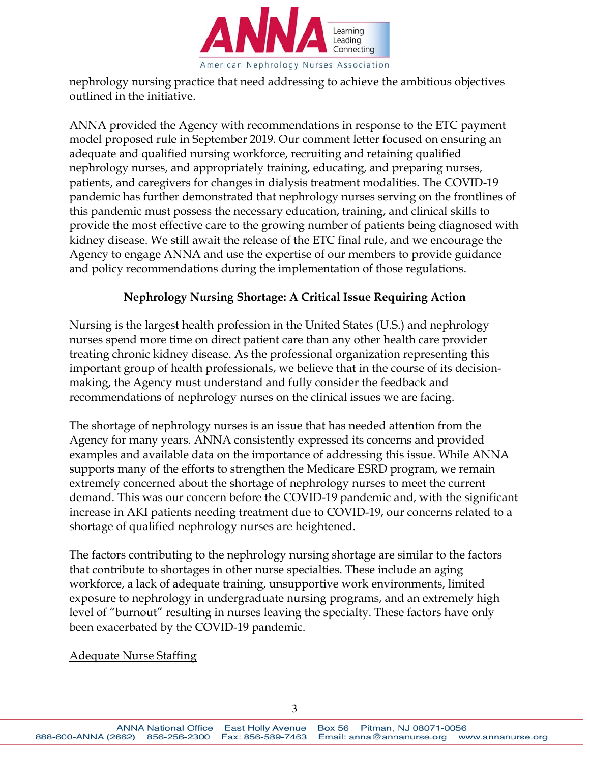nephrology nursing practice that need addressing to achieve the ambitious objectives outlined in the initiative.

ANNA provided the Agency with recommendations in response to the ETC payment model proposed rule in September 2019. Our comment letter focused on ensuring an adequate and qualified nursing workforce, recruiting and retaining qualified nephrology nurses, and appropriately training, educating, and preparing nurses, patients, and caregivers for changes in dialysis treatment modalities. The COVID-19 pandemic has further demonstrated that nephrology nurses serving on the frontlines of this pandemic must possess the necessary education, training, and clinical skills to provide the most effective care to the growing number of patients being diagnosed with kidney disease. We still await the release of the ETC final rule, and we encourage the Agency to engage ANNA and use the expertise of our members to provide guidance and policy recommendations during the implementation of those regulations.

## **Nephrology Nursing Shortage: A Critical Issue Requiring Action**

Nursing is the largest health profession in the United States (U.S.) and nephrology nurses spend more time on direct patient care than any other health care provider treating chronic kidney disease. As the professional organization representing this important group of health professionals, we believe that in the course of its decision-making, the Agency must understand and fully consider the feedback and recommendations of nephrology nurses on the clinical issues we are facing.

The shortage of nephrology nurses is an issue that has needed attention from the Agency for many years. ANNA consistently expressed its concerns and provided examples and available data on the importance of addressing this issue. While ANNA supports many of the efforts to strengthen the Medicare ESRD program, we remain extremely concerned about the shortage of nephrology nurses to meet the current demand. This was our concern before the COVID-19 pandemic and, with the significant increase in AKI patients needing treatment due to COVID-19, our concerns related to a shortage of qualified nephrology nurses are heightened.

The factors contributing to the nephrology nursing shortage are similar to the factors that contribute to shortages in other nurse specialties. These include an aging workforce, a lack of adequate training, unsupportive work environments, limited exposure to nephrology in undergraduate nursing programs, and an extremely high level of "burnout" resulting in nurses leaving the specialty. These factors have only been exacerbated by the COVID-19 pandemic.

### Adequate Nurse Staffing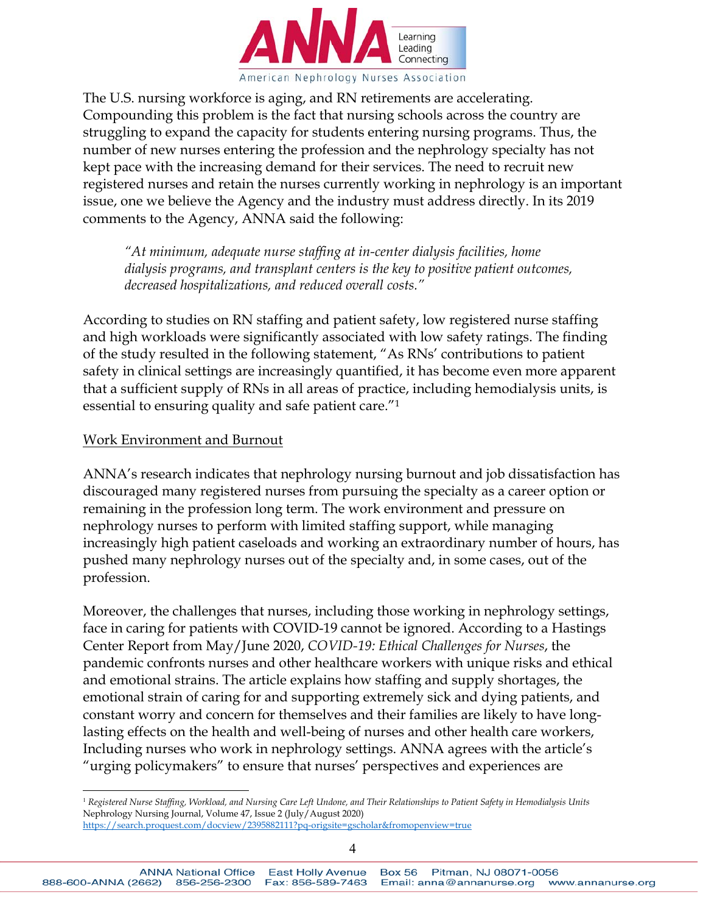The U.S. nursing workforce is aging, and RN retirements are accelerating. Compounding this problem is the fact that nursing schools across the country are struggling to expand the capacity for students entering nursing programs. Thus, the number of new nurses entering the profession and the nephrology specialty has not kept pace with the increasing demand for their services. The need to recruit new registered nurses and retain the nurses currently working in nephrology is an important issue, one we believe the Agency and the industry must address directly. In its 2019 comments to the Agency, ANNA said the following:

> *"At minimum, adequate nurse staffing at in-center dialysis facilities, home dialysis programs, and transplant centers is the key to positive patient outcomes, decreased hospitalizations, and reduced overall costs."*

According to studies on RN staffing and patient safety, low registered nurse staffing and high workloads were significantly associated with low safety ratings. The finding of the study resulted in the following statement, "As RNs' contributions to patient safety in clinical settings are increasingly quantified, it has become even more apparent that a sufficient supply of RNs in all areas of practice, including hemodialysis units, is essential to ensuring quality and safe patient care."[1]

## Work Environment and Burnout

ANNA's research indicates that nephrology nursing burnout and job dissatisfaction has discouraged many registered nurses from pursuing the specialty as a career option or remaining in the profession long term. The work environment and pressure on nephrology nurses to perform with limited staffing support, while managing increasingly high patient caseloads and working an extraordinary number of hours, has pushed many nephrology nurses out of the specialty and, in some cases, out of the profession.

Moreover, the challenges that nurses, including those working in nephrology settings, face in caring for patients with COVID-19 cannot be ignored. According to a Hastings Center Report from May/June 2020, *COVID-19: Ethical Challenges for Nurses*, the pandemic confronts nurses and other healthcare workers with unique risks and ethical and emotional strains. The article explains how staffing and supply shortages, the emotional strain of caring for and supporting extremely sick and dying patients, and constant worry and concern for themselves and their families are likely to have long-lasting effects on the health and well-being of nurses and other health care workers, Including nurses who work in nephrology settings. ANNA agrees with the article's "urging policymakers" to ensure that nurses' perspectives and experiences are

---

[1] *Registered Nurse Staffing, Workload, and Nursing Care Left Undone, and Their Relationships to Patient Safety in Hemodialysis Units* Nephrology Nursing Journal, Volume 47, Issue 2 (July/August 2020) https://search.proquest.com/docview/2395882111?pq-origsite=gscholar&fromopenview=true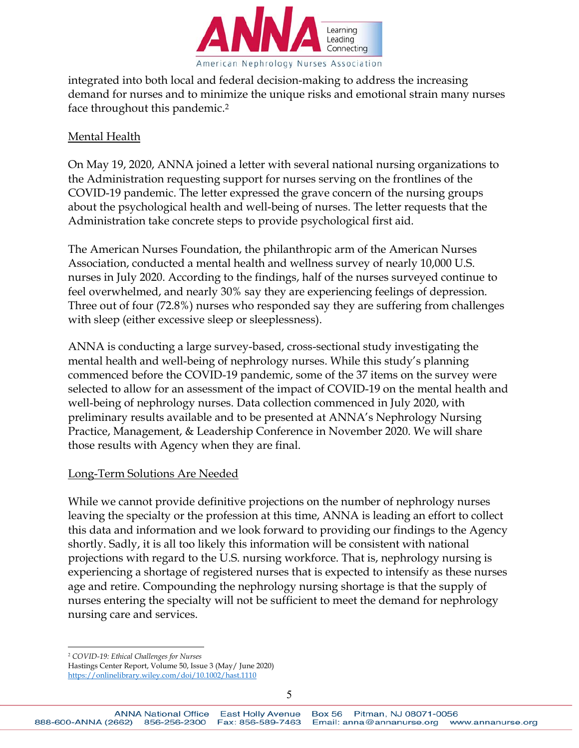integrated into both local and federal decision-making to address the increasing demand for nurses and to minimize the unique risks and emotional strain many nurses face throughout this pandemic.[2]

<u>Mental Health</u>

On May 19, 2020, ANNA joined a letter with several national nursing organizations to the Administration requesting support for nurses serving on the frontlines of the COVID-19 pandemic. The letter expressed the grave concern of the nursing groups about the psychological health and well-being of nurses. The letter requests that the Administration take concrete steps to provide psychological first aid.

The American Nurses Foundation, the philanthropic arm of the American Nurses Association, conducted a mental health and wellness survey of nearly 10,000 U.S. nurses in July 2020. According to the findings, half of the nurses surveyed continue to feel overwhelmed, and nearly 30% say they are experiencing feelings of depression. Three out of four (72.8%) nurses who responded say they are suffering from challenges with sleep (either excessive sleep or sleeplessness).

ANNA is conducting a large survey-based, cross-sectional study investigating the mental health and well-being of nephrology nurses. While this study's planning commenced before the COVID-19 pandemic, some of the 37 items on the survey were selected to allow for an assessment of the impact of COVID-19 on the mental health and well-being of nephrology nurses. Data collection commenced in July 2020, with preliminary results available and to be presented at ANNA's Nephrology Nursing Practice, Management, & Leadership Conference in November 2020. We will share those results with Agency when they are final.

<u>Long-Term Solutions Are Needed</u>

While we cannot provide definitive projections on the number of nephrology nurses leaving the specialty or the profession at this time, ANNA is leading an effort to collect this data and information and we look forward to providing our findings to the Agency shortly. Sadly, it is all too likely this information will be consistent with national projections with regard to the U.S. nursing workforce. That is, nephrology nursing is experiencing a shortage of registered nurses that is expected to intensify as these nurses age and retire. Compounding the nephrology nursing shortage is that the supply of nurses entering the specialty will not be sufficient to meet the demand for nephrology nursing care and services.

---

[2] *COVID-19: Ethical Challenges for Nurses*
Hastings Center Report, Volume 50, Issue 3 (May/ June 2020)
https://onlinelibrary.wiley.com/doi/10.1002/hast.1110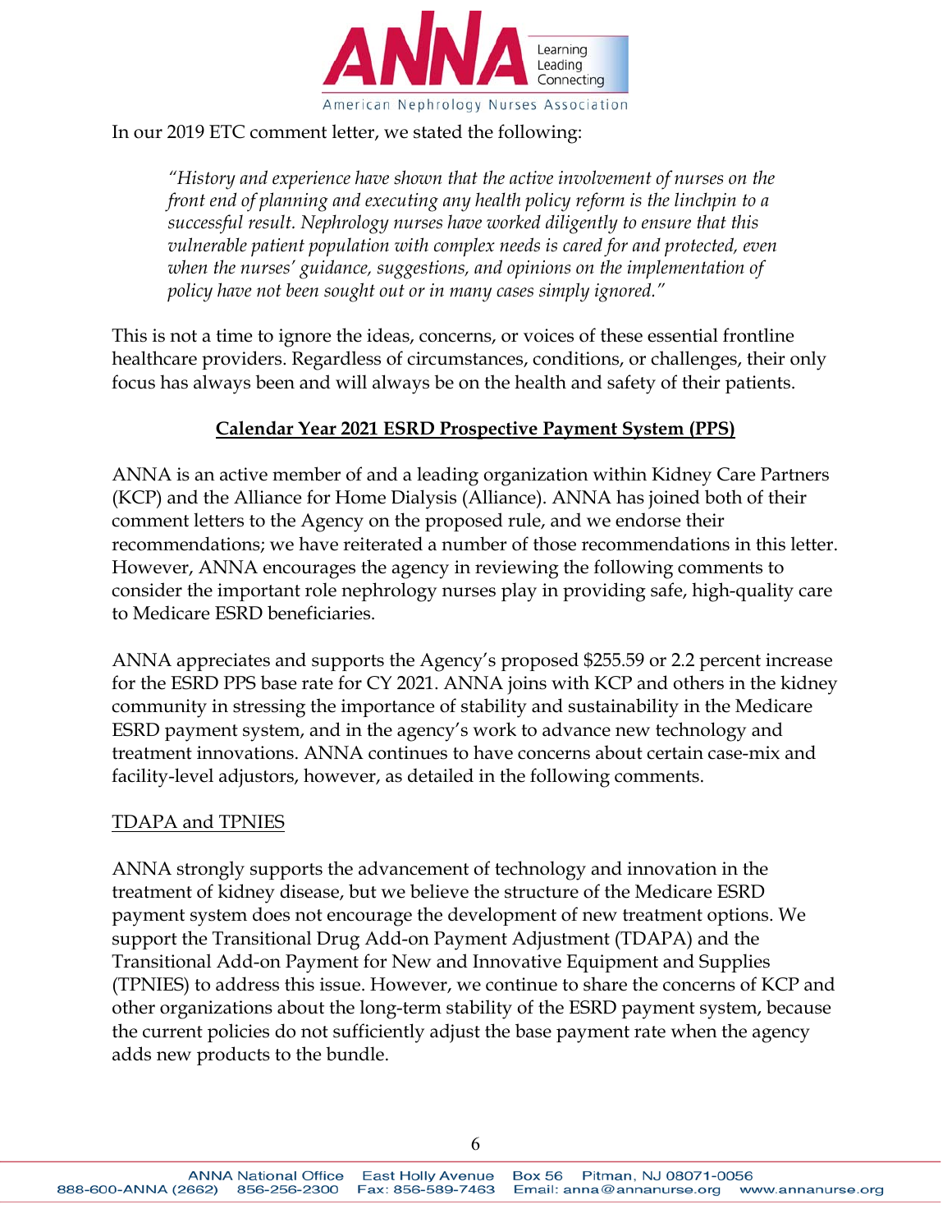In our 2019 ETC comment letter, we stated the following:

> *"History and experience have shown that the active involvement of nurses on the front end of planning and executing any health policy reform is the linchpin to a successful result. Nephrology nurses have worked diligently to ensure that this vulnerable patient population with complex needs is cared for and protected, even when the nurses' guidance, suggestions, and opinions on the implementation of policy have not been sought out or in many cases simply ignored."*

This is not a time to ignore the ideas, concerns, or voices of these essential frontline healthcare providers. Regardless of circumstances, conditions, or challenges, their only focus has always been and will always be on the health and safety of their patients.

## Calendar Year 2021 ESRD Prospective Payment System (PPS)

ANNA is an active member of and a leading organization within Kidney Care Partners (KCP) and the Alliance for Home Dialysis (Alliance). ANNA has joined both of their comment letters to the Agency on the proposed rule, and we endorse their recommendations; we have reiterated a number of those recommendations in this letter. However, ANNA encourages the agency in reviewing the following comments to consider the important role nephrology nurses play in providing safe, high-quality care to Medicare ESRD beneficiaries.

ANNA appreciates and supports the Agency's proposed $255.59 or 2.2 percent increase for the ESRD PPS base rate for CY 2021. ANNA joins with KCP and others in the kidney community in stressing the importance of stability and sustainability in the Medicare ESRD payment system, and in the agency's work to advance new technology and treatment innovations. ANNA continues to have concerns about certain case-mix and facility-level adjustors, however, as detailed in the following comments.

### TDAPA and TPNIES

ANNA strongly supports the advancement of technology and innovation in the treatment of kidney disease, but we believe the structure of the Medicare ESRD payment system does not encourage the development of new treatment options. We support the Transitional Drug Add-on Payment Adjustment (TDAPA) and the Transitional Add-on Payment for New and Innovative Equipment and Supplies (TPNIES) to address this issue. However, we continue to share the concerns of KCP and other organizations about the long-term stability of the ESRD payment system, because the current policies do not sufficiently adjust the base payment rate when the agency adds new products to the bundle.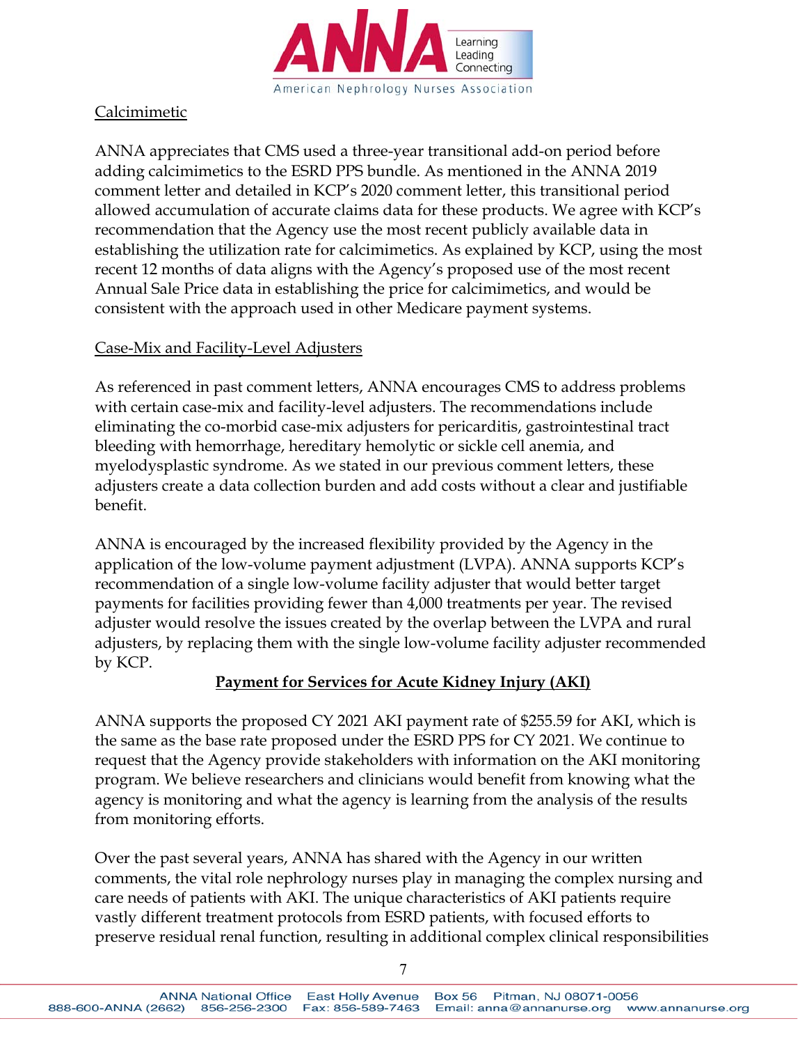Calcimimetic

ANNA appreciates that CMS used a three-year transitional add-on period before adding calcimimetics to the ESRD PPS bundle. As mentioned in the ANNA 2019 comment letter and detailed in KCP's 2020 comment letter, this transitional period allowed accumulation of accurate claims data for these products. We agree with KCP's recommendation that the Agency use the most recent publicly available data in establishing the utilization rate for calcimimetics. As explained by KCP, using the most recent 12 months of data aligns with the Agency's proposed use of the most recent Annual Sale Price data in establishing the price for calcimimetics, and would be consistent with the approach used in other Medicare payment systems.

Case-Mix and Facility-Level Adjusters

As referenced in past comment letters, ANNA encourages CMS to address problems with certain case-mix and facility-level adjusters. The recommendations include eliminating the co-morbid case-mix adjusters for pericarditis, gastrointestinal tract bleeding with hemorrhage, hereditary hemolytic or sickle cell anemia, and myelodysplastic syndrome. As we stated in our previous comment letters, these adjusters create a data collection burden and add costs without a clear and justifiable benefit.

ANNA is encouraged by the increased flexibility provided by the Agency in the application of the low-volume payment adjustment (LVPA). ANNA supports KCP's recommendation of a single low-volume facility adjuster that would better target payments for facilities providing fewer than 4,000 treatments per year. The revised adjuster would resolve the issues created by the overlap between the LVPA and rural adjusters, by replacing them with the single low-volume facility adjuster recommended by KCP.

## Payment for Services for Acute Kidney Injury (AKI)

ANNA supports the proposed CY 2021 AKI payment rate of $255.59 for AKI, which is the same as the base rate proposed under the ESRD PPS for CY 2021. We continue to request that the Agency provide stakeholders with information on the AKI monitoring program. We believe researchers and clinicians would benefit from knowing what the agency is monitoring and what the agency is learning from the analysis of the results from monitoring efforts.

Over the past several years, ANNA has shared with the Agency in our written comments, the vital role nephrology nurses play in managing the complex nursing and care needs of patients with AKI. The unique characteristics of AKI patients require vastly different treatment protocols from ESRD patients, with focused efforts to preserve residual renal function, resulting in additional complex clinical responsibilities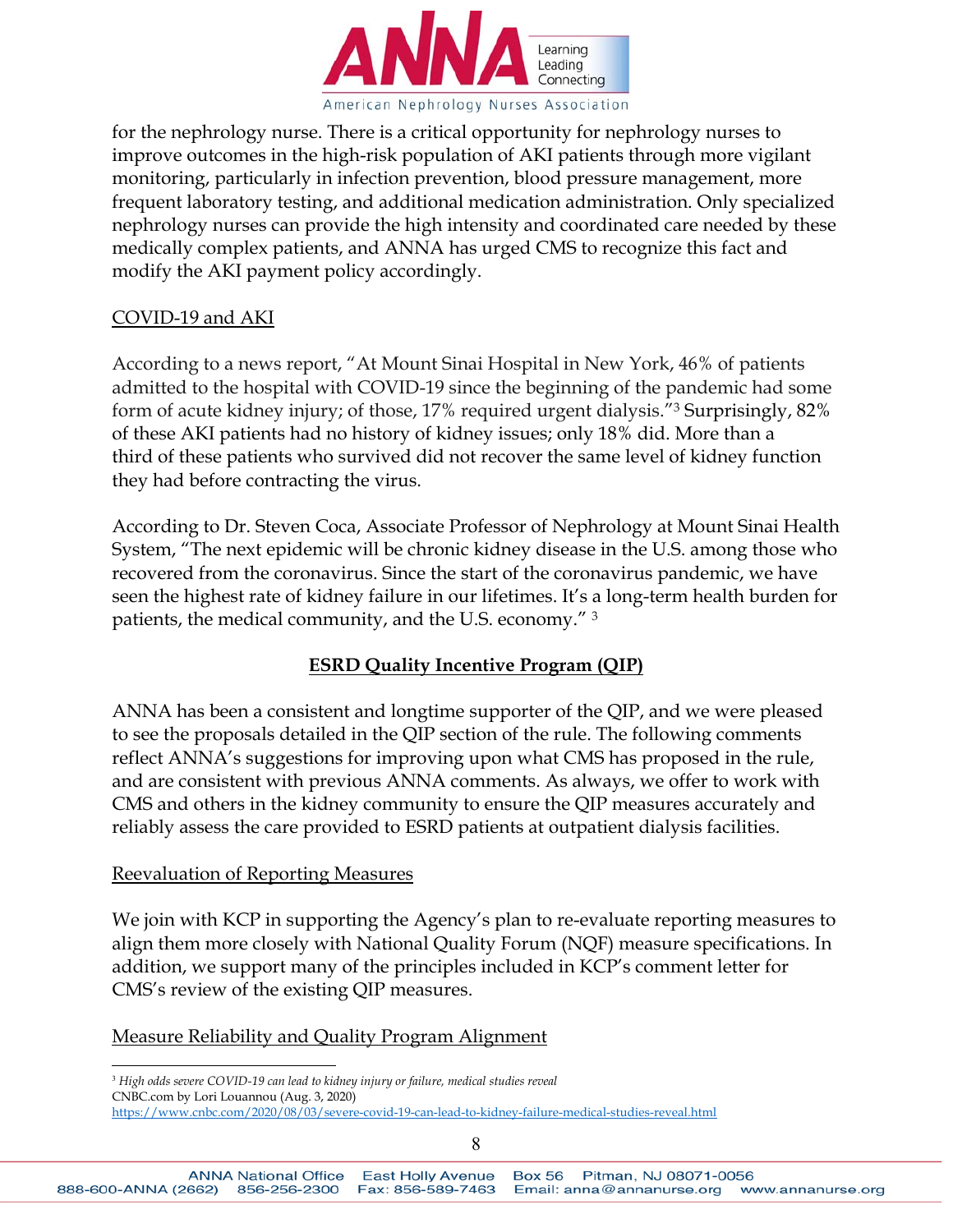for the nephrology nurse. There is a critical opportunity for nephrology nurses to improve outcomes in the high-risk population of AKI patients through more vigilant monitoring, particularly in infection prevention, blood pressure management, more frequent laboratory testing, and additional medication administration. Only specialized nephrology nurses can provide the high intensity and coordinated care needed by these medically complex patients, and ANNA has urged CMS to recognize this fact and modify the AKI payment policy accordingly.

<u>COVID-19 and AKI</u>

According to a news report, "At Mount Sinai Hospital in New York, 46% of patients admitted to the hospital with COVID-19 since the beginning of the pandemic had some form of acute kidney injury; of those, 17% required urgent dialysis."[3] Surprisingly, 82% of these AKI patients had no history of kidney issues; only 18% did. More than a third of these patients who survived did not recover the same level of kidney function they had before contracting the virus.

According to Dr. Steven Coca, Associate Professor of Nephrology at Mount Sinai Health System, "The next epidemic will be chronic kidney disease in the U.S. among those who recovered from the coronavirus. Since the start of the coronavirus pandemic, we have seen the highest rate of kidney failure in our lifetimes. It's a long-term health burden for patients, the medical community, and the U.S. economy." [3]

## ESRD Quality Incentive Program (QIP)

ANNA has been a consistent and longtime supporter of the QIP, and we were pleased to see the proposals detailed in the QIP section of the rule. The following comments reflect ANNA's suggestions for improving upon what CMS has proposed in the rule, and are consistent with previous ANNA comments. As always, we offer to work with CMS and others in the kidney community to ensure the QIP measures accurately and reliably assess the care provided to ESRD patients at outpatient dialysis facilities.

<u>Reevaluation of Reporting Measures</u>

We join with KCP in supporting the Agency's plan to re-evaluate reporting measures to align them more closely with National Quality Forum (NQF) measure specifications. In addition, we support many of the principles included in KCP's comment letter for CMS's review of the existing QIP measures.

<u>Measure Reliability and Quality Program Alignment</u>

---

[3] *High odds severe COVID-19 can lead to kidney injury or failure, medical studies reveal*
CNBC.com by Lori Louannou (Aug. 3, 2020)
https://www.cnbc.com/2020/08/03/severe-covid-19-can-lead-to-kidney-failure-medical-studies-reveal.html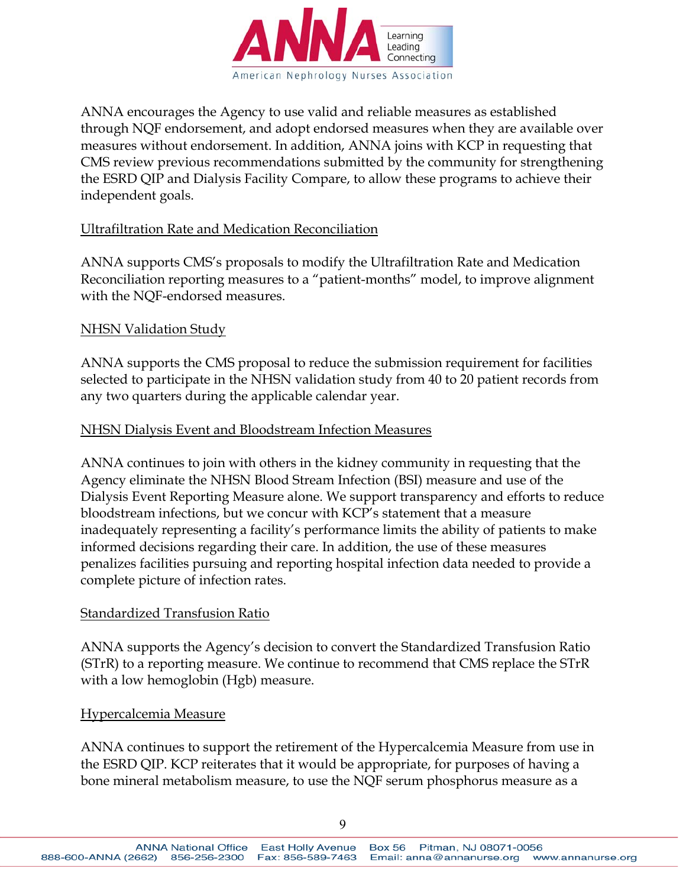ANNA encourages the Agency to use valid and reliable measures as established through NQF endorsement, and adopt endorsed measures when they are available over measures without endorsement. In addition, ANNA joins with KCP in requesting that CMS review previous recommendations submitted by the community for strengthening the ESRD QIP and Dialysis Facility Compare, to allow these programs to achieve their independent goals.

Ultrafiltration Rate and Medication Reconciliation

ANNA supports CMS's proposals to modify the Ultrafiltration Rate and Medication Reconciliation reporting measures to a "patient-months" model, to improve alignment with the NQF-endorsed measures.

NHSN Validation Study

ANNA supports the CMS proposal to reduce the submission requirement for facilities selected to participate in the NHSN validation study from 40 to 20 patient records from any two quarters during the applicable calendar year.

NHSN Dialysis Event and Bloodstream Infection Measures

ANNA continues to join with others in the kidney community in requesting that the Agency eliminate the NHSN Blood Stream Infection (BSI) measure and use of the Dialysis Event Reporting Measure alone. We support transparency and efforts to reduce bloodstream infections, but we concur with KCP's statement that a measure inadequately representing a facility's performance limits the ability of patients to make informed decisions regarding their care. In addition, the use of these measures penalizes facilities pursuing and reporting hospital infection data needed to provide a complete picture of infection rates.

Standardized Transfusion Ratio

ANNA supports the Agency's decision to convert the Standardized Transfusion Ratio (STrR) to a reporting measure. We continue to recommend that CMS replace the STrR with a low hemoglobin (Hgb) measure.

Hypercalcemia Measure

ANNA continues to support the retirement of the Hypercalcemia Measure from use in the ESRD QIP. KCP reiterates that it would be appropriate, for purposes of having a bone mineral metabolism measure, to use the NQF serum phosphorus measure as a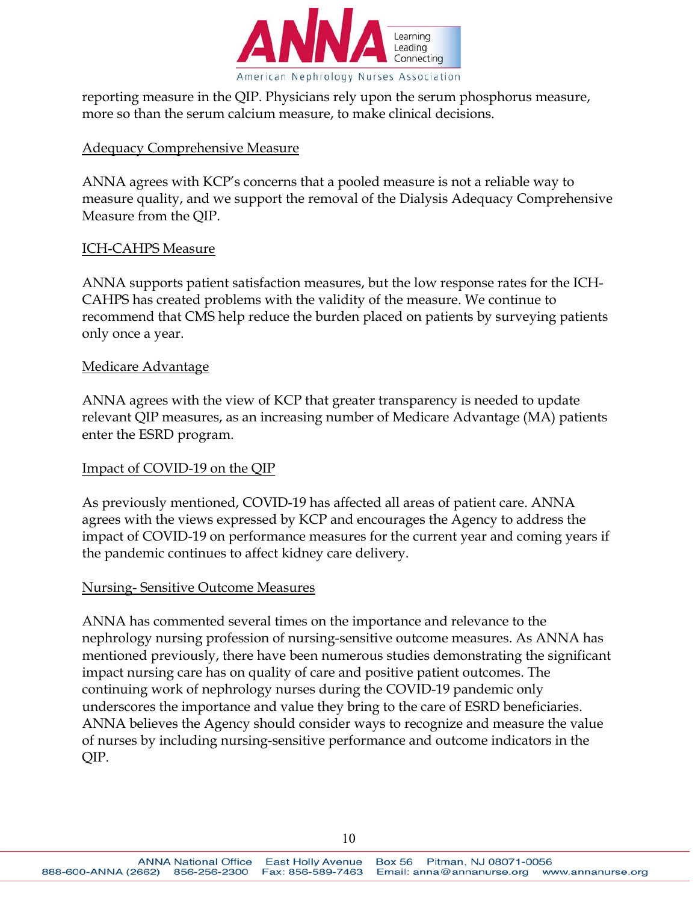reporting measure in the QIP. Physicians rely upon the serum phosphorus measure, more so than the serum calcium measure, to make clinical decisions.

Adequacy Comprehensive Measure

ANNA agrees with KCP's concerns that a pooled measure is not a reliable way to measure quality, and we support the removal of the Dialysis Adequacy Comprehensive Measure from the QIP.

ICH-CAHPS Measure

ANNA supports patient satisfaction measures, but the low response rates for the ICH-CAHPS has created problems with the validity of the measure. We continue to recommend that CMS help reduce the burden placed on patients by surveying patients only once a year.

Medicare Advantage

ANNA agrees with the view of KCP that greater transparency is needed to update relevant QIP measures, as an increasing number of Medicare Advantage (MA) patients enter the ESRD program.

Impact of COVID-19 on the QIP

As previously mentioned, COVID-19 has affected all areas of patient care. ANNA agrees with the views expressed by KCP and encourages the Agency to address the impact of COVID-19 on performance measures for the current year and coming years if the pandemic continues to affect kidney care delivery.

Nursing- Sensitive Outcome Measures

ANNA has commented several times on the importance and relevance to the nephrology nursing profession of nursing-sensitive outcome measures. As ANNA has mentioned previously, there have been numerous studies demonstrating the significant impact nursing care has on quality of care and positive patient outcomes. The continuing work of nephrology nurses during the COVID-19 pandemic only underscores the importance and value they bring to the care of ESRD beneficiaries. ANNA believes the Agency should consider ways to recognize and measure the value of nurses by including nursing-sensitive performance and outcome indicators in the QIP.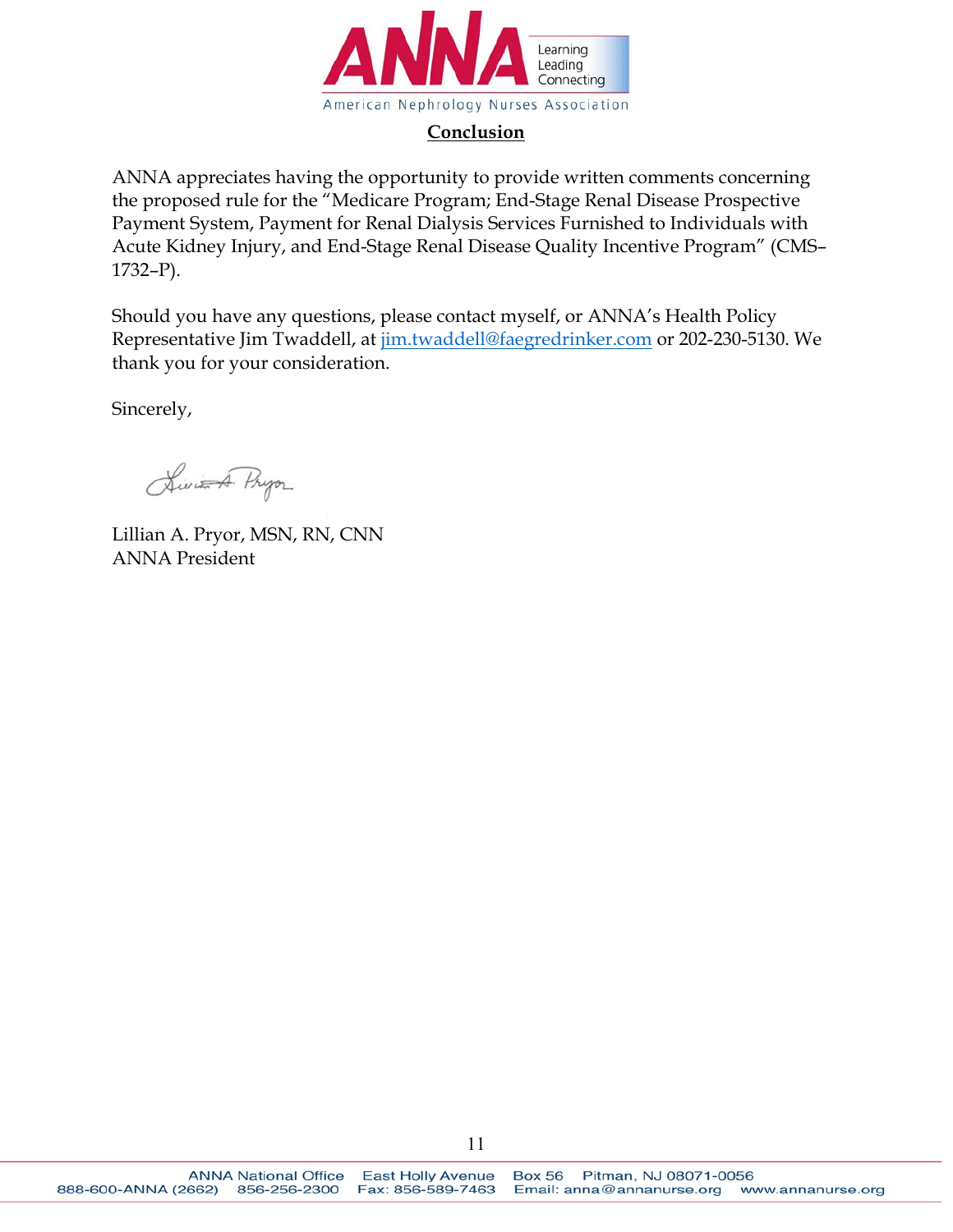## Conclusion

ANNA appreciates having the opportunity to provide written comments concerning the proposed rule for the "Medicare Program; End-Stage Renal Disease Prospective Payment System, Payment for Renal Dialysis Services Furnished to Individuals with Acute Kidney Injury, and End-Stage Renal Disease Quality Incentive Program" (CMS–1732–P).

Should you have any questions, please contact myself, or ANNA's Health Policy Representative Jim Twaddell, at jim.twaddell@faegredrinker.com or 202-230-5130. We thank you for your consideration.

Sincerely,

Lillian A. Pryor, MSN, RN, CNN
ANNA President